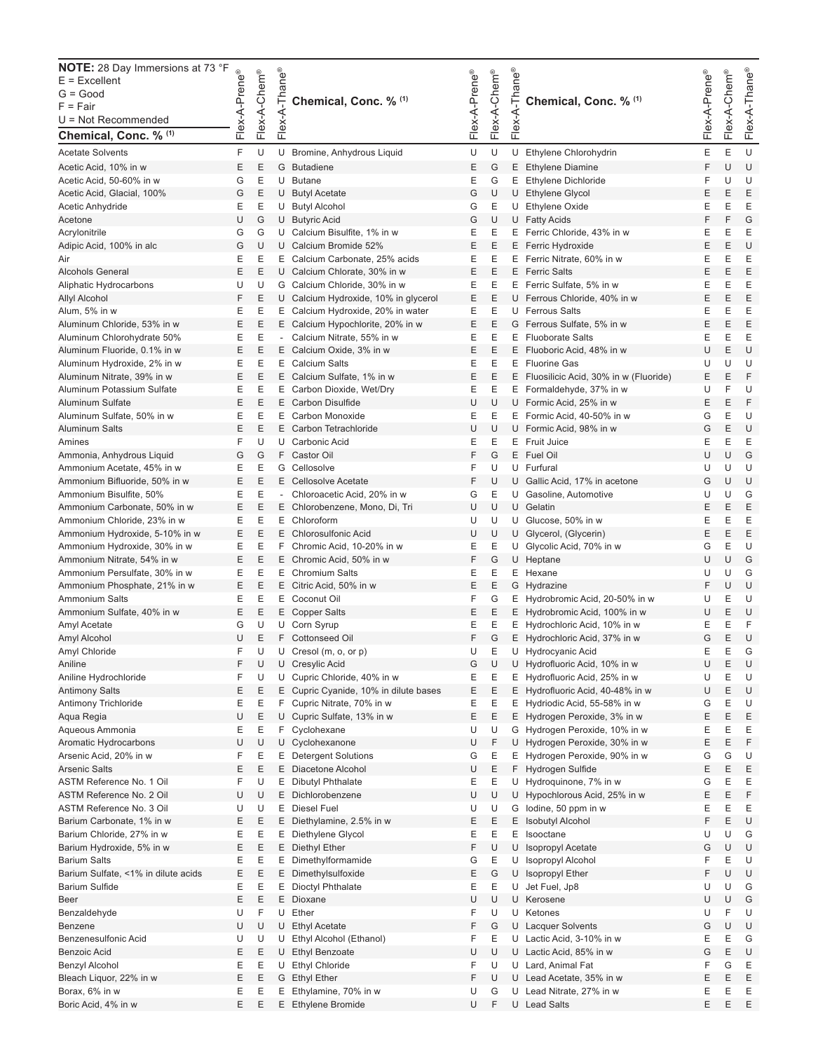**NOTE:** 28 Day Immersions at 73 °F
E = Excellent
G = Good
F = Fair
U = Not Recommended

| Chemical, Conc. % [1] | Flex-A-Prene® | Flex-A-Chem® | Flex-A-Thane® |
|---|---|---|---|
| Acetate Solvents | F | U | U |
| Acetic Acid, 10% in w | E | E | G |
| Acetic Acid, 50-60% in w | G | E | U |
| Acetic Acid, Glacial, 100% | G | E | U |
| Acetic Anhydride | E | E | U |
| Acetone | U | G | U |
| Acrylonitrile | G | G | U |
| Adipic Acid, 100% in alc | G | U | U |
| Air | E | E | E |
| Alcohols General | E | E | U |
| Aliphatic Hydrocarbons | U | U | G |
| Allyl Alcohol | F | E | U |
| Alum, 5% in w | E | E | E |
| Aluminum Chloride, 53% in w | E | E | E |
| Aluminum Chlorohydrate 50% | E | E | - |
| Aluminum Fluoride, 0.1% in w | E | E | E |
| Aluminum Hydroxide, 2% in w | E | E | E |
| Aluminum Nitrate, 39% in w | E | E | E |
| Aluminum Potassium Sulfate | E | E | E |
| Aluminum Sulfate | E | E | E |
| Aluminum Sulfate, 50% in w | E | E | E |
| Aluminum Salts | E | E | E |
| Amines | F | U | U |
| Ammonia, Anhydrous Liquid | G | G | F |
| Ammonium Acetate, 45% in w | E | E | G |
| Ammonium Bifluoride, 50% in w | E | E | E |
| Ammonium Bisulfite, 50% | E | E | - |
| Ammonium Carbonate, 50% in w | E | E | E |
| Ammonium Chloride, 23% in w | E | E | E |
| Ammonium Hydroxide, 5-10% in w | E | E | E |
| Ammonium Hydroxide, 30% in w | E | E | F |
| Ammonium Nitrate, 54% in w | E | E | E |
| Ammonium Persulfate, 30% in w | E | E | E |
| Ammonium Phosphate, 21% in w | E | E | E |
| Ammonium Salts | E | E | E |
| Ammonium Sulfate, 40% in w | E | E | E |
| Amyl Acetate | G | U | U |
| Amyl Alcohol | U | E | F |
| Amyl Chloride | F | U | U |
| Aniline | F | U | U |
| Aniline Hydrochloride | F | U | U |
| Antimony Salts | E | E | E |
| Antimony Trichloride | E | E | F |
| Aqua Regia | U | E | U |
| Aqueous Ammonia | E | E | F |
| Aromatic Hydrocarbons | U | U | U |
| Arsenic Acid, 20% in w | F | E | E |
| Arsenic Salts | E | E | E |
| ASTM Reference No. 1 Oil | F | U | E |
| ASTM Reference No. 2 Oil | U | U | E |
| ASTM Reference No. 3 Oil | U | U | E |
| Barium Carbonate, 1% in w | E | E | E |
| Barium Chloride, 27% in w | E | E | E |
| Barium Hydroxide, 5% in w | E | E | E |
| Barium Salts | E | E | E |
| Barium Sulfate, <1% in dilute acids | E | E | E |
| Barium Sulfide | E | E | E |
| Beer | E | E | E |
| Benzaldehyde | U | F | U |
| Benzene | U | U | U |
| Benzenesulfonic Acid | U | U | U |
| Benzoic Acid | E | E | U |
| Benzyl Alcohol | E | E | U |
| Bleach Liquor, 22% in w | E | E | G |
| Borax, 6% in w | E | E | E |
| Boric Acid, 4% in w | E | E | E |
| Bromine, Anhydrous Liquid | U | U | U |
| Butadiene | E | G | E |
| Butane | E | G | E |
| Butyl Acetate | G | U | U |
| Butyl Alcohol | G | E | U |
| Butyric Acid | G | U | U |
| Calcium Bisulfite, 1% in w | E | E | E |
| Calcium Bromide 52% | E | E | E |
| Calcium Carbonate, 25% acids | E | E | E |
| Calcium Chlorate, 30% in w | E | E | E |
| Calcium Chloride, 30% in w | E | E | E |
| Calcium Hydroxide, 10% in glycerol | E | E | U |
| Calcium Hydroxide, 20% in water | E | E | U |
| Calcium Hypochlorite, 20% in w | E | E | G |
| Calcium Nitrate, 55% in w | E | E | E |
| Calcium Oxide, 3% in w | E | E | E |
| Calcium Salts | E | E | E |
| Calcium Sulfate, 1% in w | E | E | E |
| Carbon Dioxide, Wet/Dry | E | E | E |
| Carbon Disulfide | U | U | U |
| Carbon Monoxide | E | E | E |
| Carbon Tetrachloride | U | U | U |
| Carbonic Acid | E | E | E |
| Castor Oil | F | G | E |
| Cellosolve | F | U | U |
| Cellosolve Acetate | F | U | U |
| Chloroacetic Acid, 20% in w | G | E | U |
| Chlorobenzene, Mono, Di, Tri | U | U | U |
| Chloroform | U | U | U |
| Chlorosulfonic Acid | U | U | U |
| Chromic Acid, 10-20% in w | E | E | U |
| Chromic Acid, 50% in w | F | G | U |
| Chromium Salts | E | E | E |
| Citric Acid, 50% in w | E | E | G |
| Coconut Oil | F | G | E |
| Copper Salts | E | E | E |
| Corn Syrup | E | E | E |
| Cottonseed Oil | F | G | E |
| Cresol (m, o, or p) | U | E | U |
| Cresylic Acid | G | U | U |
| Cupric Chloride, 40% in w | E | E | E |
| Cupric Cyanide, 10% in dilute bases | E | E | E |
| Cupric Nitrate, 70% in w | E | E | E |
| Cupric Sulfate, 13% in w | E | E | E |
| Cyclohexane | U | U | G |
| Cyclohexanone | U | F | U |
| Detergent Solutions | G | E | E |
| Diacetone Alcohol | U | E | F |
| Dibutyl Phthalate | E | E | U |
| Dichlorobenzene | U | U | U |
| Diesel Fuel | U | U | G |
| Diethylamine, 2.5% in w | E | E | E |
| Diethylene Glycol | E | E | E |
| Diethyl Ether | F | U | U |
| Dimethylformamide | G | E | U |
| Dimethylsulfoxide | E | G | U |
| Dioctyl Phthalate | E | E | U |
| Dioxane | U | U | U |
| Ether | F | U | U |
| Ethyl Acetate | F | G | U |
| Ethyl Alcohol (Ethanol) | F | E | U |
| Ethyl Benzoate | U | U | U |
| Ethyl Chloride | F | U | U |
| Ethyl Ether | F | U | U |
| Ethylamine, 70% in w | U | G | U |
| Ethylene Bromide | U | F | U |
| Ethylene Chlorohydrin | E | E | U |
| Ethylene Diamine | F | U | U |
| Ethylene Dichloride | F | U | U |
| Ethylene Glycol | E | E | E |
| Ethylene Oxide | E | E | E |
| Fatty Acids | F | F | G |
| Ferric Chloride, 43% in w | E | E | E |
| Ferric Hydroxide | E | E | U |
| Ferric Nitrate, 60% in w | E | E | E |
| Ferric Salts | E | E | E |
| Ferric Sulfate, 5% in w | E | E | E |
| Ferrous Chloride, 40% in w | E | E | E |
| Ferrous Salts | E | E | E |
| Ferrous Sulfate, 5% in w | E | E | E |
| Fluoborate Salts | E | E | E |
| Fluoboric Acid, 48% in w | U | E | U |
| Fluorine Gas | U | U | U |
| Fluosilicic Acid, 30% in w (Fluoride) | E | E | F |
| Formaldehyde, 37% in w | U | F | U |
| Formic Acid, 25% in w | E | E | F |
| Formic Acid, 40-50% in w | G | E | U |
| Formic Acid, 98% in w | G | E | U |
| Fruit Juice | E | E | E |
| Fuel Oil | U | U | G |
| Furfural | U | U | U |
| Gallic Acid, 17% in acetone | G | U | U |
| Gasoline, Automotive | U | U | G |
| Gelatin | E | E | E |
| Glucose, 50% in w | E | E | E |
| Glycerol, (Glycerin) | E | E | E |
| Glycolic Acid, 70% in w | G | E | U |
| Heptane | U | U | G |
| Hexane | U | U | G |
| Hydrazine | F | U | U |
| Hydrobromic Acid, 20-50% in w | U | E | U |
| Hydrobromic Acid, 100% in w | U | E | U |
| Hydrochloric Acid, 10% in w | E | E | F |
| Hydrochloric Acid, 37% in w | G | E | U |
| Hydrocyanic Acid | E | E | G |
| Hydrofluoric Acid, 10% in w | U | E | U |
| Hydrofluoric Acid, 25% in w | U | E | U |
| Hydrofluoric Acid, 40-48% in w | U | E | U |
| Hydriodic Acid, 55-58% in w | G | E | U |
| Hydrogen Peroxide, 3% in w | E | E | E |
| Hydrogen Peroxide, 10% in w | E | E | E |
| Hydrogen Peroxide, 30% in w | E | E | F |
| Hydrogen Peroxide, 90% in w | G | G | U |
| Hydrogen Sulfide | E | E | E |
| Hydroquinone, 7% in w | G | E | E |
| Hypochlorous Acid, 25% in w | E | E | F |
| Iodine, 50 ppm in w | E | E | E |
| Isobutyl Alcohol | F | E | U |
| Isooctane | U | U | G |
| Isopropyl Acetate | G | U | U |
| Isopropyl Alcohol | F | E | U |
| Isopropyl Ether | F | U | U |
| Jet Fuel, Jp8 | U | U | G |
| Kerosene | U | U | G |
| Ketones | U | F | U |
| Lacquer Solvents | G | U | U |
| Lactic Acid, 3-10% in w | E | E | G |
| Lactic Acid, 85% in w | G | E | U |
| Lard, Animal Fat | F | G | E |
| Lead Acetate, 35% in w | E | E | E |
| Lead Nitrate, 27% in w | E | E | E |
| Lead Salts | E | E | E |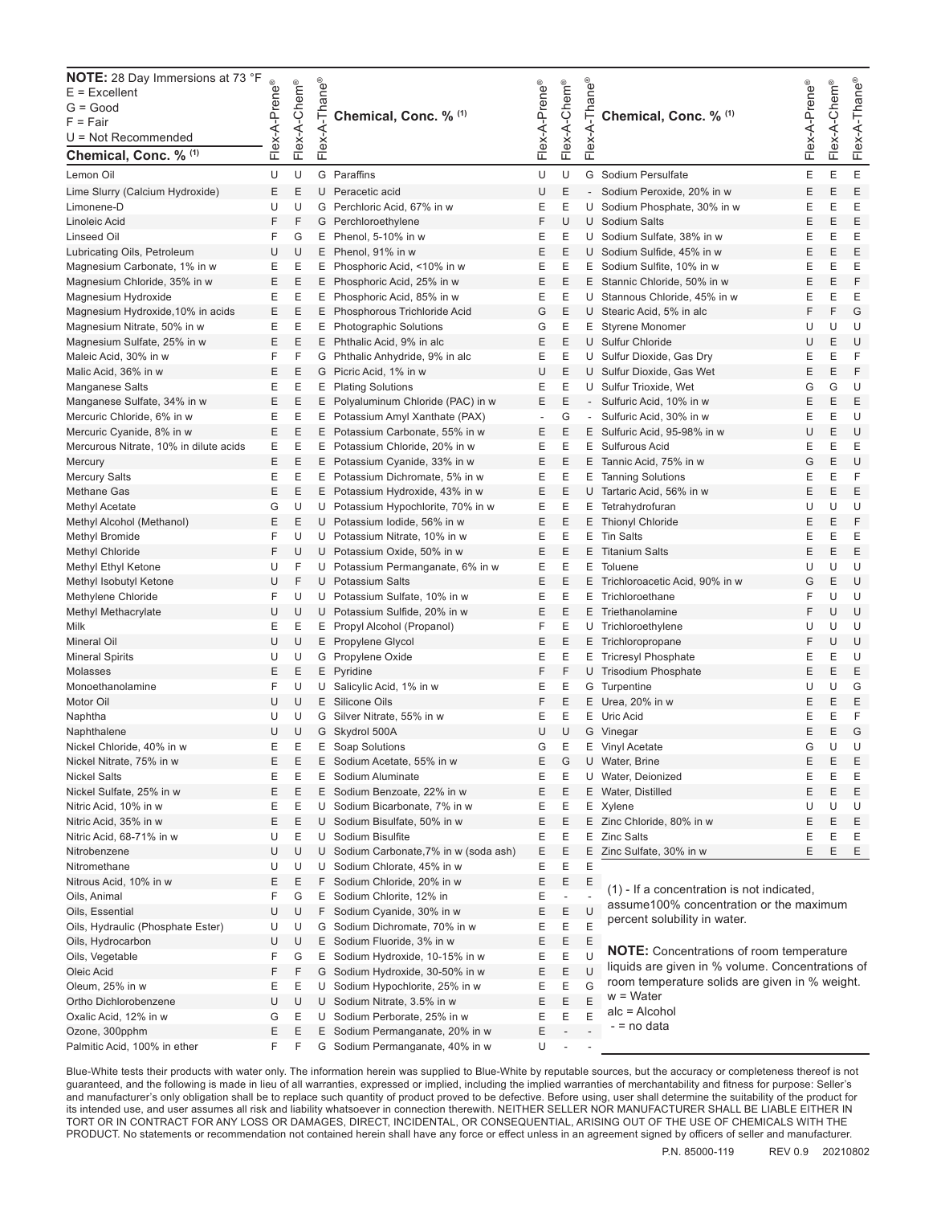| NOTE: 28 Day Immersions at 73 °F<br>E = Excellent<br>G = Good<br>F = Fair<br>U = Not Recommended<br>**Chemical, Conc. % (1)** | Flex-A-Prene® | Flex-A-Chem® | Flex-A-Thane® | Chemical, Conc. % (1) | Flex-A-Prene® | Flex-A-Chem® | Flex-A-Thane® | Chemical, Conc. % (1) | Flex-A-Prene® | Flex-A-Chem® | Flex-A-Thane® |
|---|---|---|---|---|---|---|---|---|---|---|---|
| Lemon Oil | U | U | G | Paraffins | U | U | G | Sodium Persulfate | E | E | E |
| Lime Slurry (Calcium Hydroxide) | E | E | U | Peracetic acid | U | E | - | Sodium Peroxide, 20% in w | E | E | E |
| Limonene-D | U | U | G | Perchloric Acid, 67% in w | E | E | U | Sodium Phosphate, 30% in w | E | E | E |
| Linoleic Acid | F | F | G | Perchloroethylene | F | U | U | Sodium Salts | E | E | E |
| Linseed Oil | F | G | E | Phenol, 5-10% in w | E | E | U | Sodium Sulfate, 38% in w | E | E | E |
| Lubricating Oils, Petroleum | U | U | E | Phenol, 91% in w | E | E | U | Sodium Sulfide, 45% in w | E | E | E |
| Magnesium Carbonate, 1% in w | E | E | E | Phosphoric Acid, <10% in w | E | E | E | Sodium Sulfite, 10% in w | E | E | E |
| Magnesium Chloride, 35% in w | E | E | E | Phosphoric Acid, 25% in w | E | E | E | Stannic Chloride, 50% in w | E | E | F |
| Magnesium Hydroxide | E | E | E | Phosphoric Acid, 85% in w | E | E | E | Stannous Chloride, 45% in w | E | E | E |
| Magnesium Hydroxide,10% in acids | E | E | E | Phosphorous Trichloride Acid | G | E | U | Stearic Acid, 5% in alc | F | F | G |
| Magnesium Nitrate, 50% in w | E | E | E | Photographic Solutions | G | E | E | Styrene Monomer | U | U | U |
| Magnesium Sulfate, 25% in w | E | E | E | Phthalic Acid, 9% in alc | E | E | U | Sulfur Chloride | U | E | U |
| Maleic Acid, 30% in w | F | F | G | Phthalic Anhydride, 9% in alc | E | E | U | Sulfur Dioxide, Gas Dry | E | E | F |
| Malic Acid, 36% in w | E | E | G | Picric Acid, 1% in w | U | E | U | Sulfur Dioxide, Gas Wet | E | E | F |
| Manganese Salts | E | E | E | Plating Solutions | E | E | U | Sulfur Trioxide, Wet | G | G | U |
| Manganese Sulfate, 34% in w | E | E | E | Polyaluminum Chloride (PAC) in w | E | E | - | Sulfuric Acid, 10% in w | E | E | E |
| Mercuric Chloride, 6% in w | E | E | E | Potassium Amyl Xanthate (PAX) | - | G | - | Sulfuric Acid, 30% in w | E | E | U |
| Mercuric Cyanide, 8% in w | E | E | E | Potassium Carbonate, 55% in w | E | E | E | Sulfuric Acid, 95-98% in w | U | E | U |
| Mercurous Nitrate, 10% in dilute acids | E | E | E | Potassium Chloride, 20% in w | E | E | E | Sulfurous Acid | E | E | E |
| Mercury | E | E | E | Potassium Cyanide, 33% in w | E | E | E | Tannic Acid, 75% in w | G | E | U |
| Mercury Salts | E | E | E | Potassium Dichromate, 5% in w | E | E | E | Tanning Solutions | E | E | F |
| Methane Gas | E | E | E | Potassium Hydroxide, 43% in w | E | E | U | Tartaric Acid, 56% in w | E | E | E |
| Methyl Acetate | G | U | U | Potassium Hypochlorite, 70% in w | E | E | E | Tetrahydrofuran | U | U | U |
| Methyl Alcohol (Methanol) | E | E | U | Potassium Iodide, 56% in w | E | E | E | Thionyl Chloride | E | E | F |
| Methyl Bromide | F | U | U | Potassium Nitrate, 10% in w | E | E | E | Tin Salts | E | E | E |
| Methyl Chloride | F | U | U | Potassium Oxide, 50% in w | E | E | E | Titanium Salts | E | E | E |
| Methyl Ethyl Ketone | U | F | U | Potassium Permanganate, 6% in w | E | E | E | Toluene | U | U | U |
| Methyl Isobutyl Ketone | U | F | U | Potassium Salts | E | E | E | Trichloroacetic Acid, 90% in w | G | E | U |
| Methylene Chloride | F | U | U | Potassium Sulfate, 10% in w | E | E | E | Trichloroethane | F | U | U |
| Methyl Methacrylate | U | U | U | Potassium Sulfide, 20% in w | E | E | E | Triethanolamine | F | U | U |
| Milk | E | E | E | Propyl Alcohol (Propanol) | F | E | U | Trichloroethylene | U | U | U |
| Mineral Oil | U | U | E | Propylene Glycol | E | E | E | Trichloropropane | F | U | U |
| Mineral Spirits | U | U | G | Propylene Oxide | E | E | E | Tricresyl Phosphate | E | E | U |
| Molasses | E | E | E | Pyridine | F | F | U | Trisodium Phosphate | E | E | E |
| Monoethanolamine | F | U | U | Salicylic Acid, 1% in w | E | E | G | Turpentine | U | U | G |
| Motor Oil | U | U | E | Silicone Oils | F | E | E | Urea, 20% in w | E | E | E |
| Naphtha | U | U | G | Silver Nitrate, 55% in w | E | E | E | Uric Acid | E | E | F |
| Naphthalene | U | U | G | Skydrol 500A | U | U | G | Vinegar | E | E | G |
| Nickel Chloride, 40% in w | E | E | E | Soap Solutions | G | E | E | Vinyl Acetate | G | U | U |
| Nickel Nitrate, 75% in w | E | E | E | Sodium Acetate, 55% in w | E | G | U | Water, Brine | E | E | E |
| Nickel Salts | E | E | E | Sodium Aluminate | E | E | U | Water, Deionized | E | E | E |
| Nickel Sulfate, 25% in w | E | E | E | Sodium Benzoate, 22% in w | E | E | E | Water, Distilled | E | E | E |
| Nitric Acid, 10% in w | E | E | U | Sodium Bicarbonate, 7% in w | E | E | E | Xylene | U | U | U |
| Nitric Acid, 35% in w | E | E | U | Sodium Bisulfate, 50% in w | E | E | E | Zinc Chloride, 80% in w | E | E | E |
| Nitric Acid, 68-71% in w | U | E | U | Sodium Bisulfite | E | E | E | Zinc Salts | E | E | E |
| Nitrobenzene | U | U | U | Sodium Carbonate,7% in w (soda ash) | E | E | E | Zinc Sulfate, 30% in w | E | E | E |
| Nitromethane | U | U | U | Sodium Chlorate, 45% in w | E | E | E | | | | |
| Nitrous Acid, 10% in w | E | E | F | Sodium Chloride, 20% in w | E | E | E | | | | |
| Oils, Animal | F | G | E | Sodium Chlorite, 12% in | E | - | - | | | | |
| Oils, Essential | U | U | F | Sodium Cyanide, 30% in w | E | E | U | | | | |
| Oils, Hydraulic (Phosphate Ester) | U | U | G | Sodium Dichromate, 70% in w | E | E | E | | | | |
| Oils, Hydrocarbon | U | U | E | Sodium Fluoride, 3% in w | E | E | E | | | | |
| Oils, Vegetable | F | G | E | Sodium Hydroxide, 10-15% in w | E | E | U | | | | |
| Oleic Acid | F | F | G | Sodium Hydroxide, 30-50% in w | E | E | U | | | | |
| Oleum, 25% in w | E | E | U | Sodium Hypochlorite, 25% in w | E | E | G | | | | |
| Ortho Dichlorobenzene | U | U | U | Sodium Nitrate, 3.5% in w | E | E | E | | | | |
| Oxalic Acid, 12% in w | G | E | U | Sodium Perborate, 25% in w | E | E | E | | | | |
| Ozone, 300pphm | E | E | E | Sodium Permanganate, 20% in w | E | - | - | | | | |
| Palmitic Acid, 100% in ether | F | F | G | Sodium Permanganate, 40% in w | U | - | - | | | | |

(1) - If a concentration is not indicated, assume100% concentration or the maximum percent solubility in water.

**NOTE:** Concentrations of room temperature liquids are given in % volume. Concentrations of room temperature solids are given in % weight.
w = Water
alc = Alcohol
- = no data

Blue-White tests their products with water only. The information herein was supplied to Blue-White by reputable sources, but the accuracy or completeness thereof is not guaranteed, and the following is made in lieu of all warranties, expressed or implied, including the implied warranties of merchantability and fitness for purpose: Seller's and manufacturer's only obligation shall be to replace such quantity of product proved to be defective. Before using, user shall determine the suitability of the product for its intended use, and user assumes all risk and liability whatsoever in connection therewith. NEITHER SELLER NOR MANUFACTURER SHALL BE LIABLE EITHER IN TORT OR IN CONTRACT FOR ANY LOSS OR DAMAGES, DIRECT, INCIDENTAL, OR CONSEQUENTIAL, ARISING OUT OF THE USE OF CHEMICALS WITH THE PRODUCT. No statements or recommendation not contained herein shall have any force or effect unless in an agreement signed by officers of seller and manufacturer.

P.N. 85000-119 REV 0.9 20210802